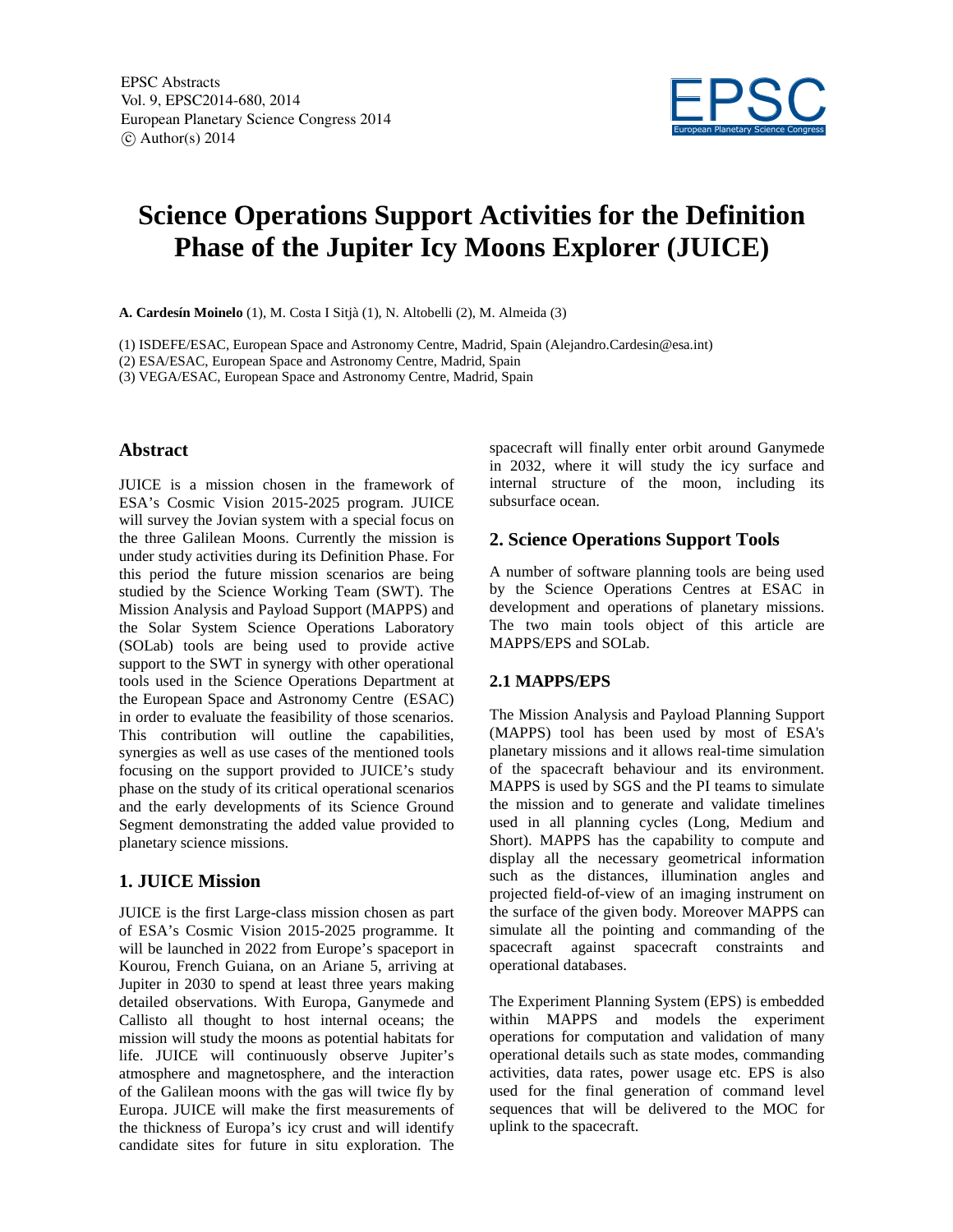# Science Operations Support Activities for the Definition Phase of the Jupiter Icy Moons Explorer (JUICE)

**A. Cardesín Moinelo** (1), M. Costa I Sitjà (1), N. Altobelli (2), M. Almeida (3)

(1) ISDEFE/ESAC, European Space and Astronomy Centre, Madrid, Spain (Alejandro.Cardesin@esa.int)
(2) ESA/ESAC, European Space and Astronomy Centre, Madrid, Spain
(3) VEGA/ESAC, European Space and Astronomy Centre, Madrid, Spain

## Abstract

JUICE is a mission chosen in the framework of ESA's Cosmic Vision 2015-2025 program. JUICE will survey the Jovian system with a special focus on the three Galilean Moons. Currently the mission is under study activities during its Definition Phase. For this period the future mission scenarios are being studied by the Science Working Team (SWT). The Mission Analysis and Payload Support (MAPPS) and the Solar System Science Operations Laboratory (SOLab) tools are being used to provide active support to the SWT in synergy with other operational tools used in the Science Operations Department at the European Space and Astronomy Centre (ESAC) in order to evaluate the feasibility of those scenarios. This contribution will outline the capabilities, synergies as well as use cases of the mentioned tools focusing on the support provided to JUICE's study phase on the study of its critical operational scenarios and the early developments of its Science Ground Segment demonstrating the added value provided to planetary science missions.

## 1. JUICE Mission

JUICE is the first Large-class mission chosen as part of ESA's Cosmic Vision 2015-2025 programme. It will be launched in 2022 from Europe's spaceport in Kourou, French Guiana, on an Ariane 5, arriving at Jupiter in 2030 to spend at least three years making detailed observations. With Europa, Ganymede and Callisto all thought to host internal oceans; the mission will study the moons as potential habitats for life. JUICE will continuously observe Jupiter's atmosphere and magnetosphere, and the interaction of the Galilean moons with the gas will twice fly by Europa. JUICE will make the first measurements of the thickness of Europa's icy crust and will identify candidate sites for future in situ exploration. The spacecraft will finally enter orbit around Ganymede in 2032, where it will study the icy surface and internal structure of the moon, including its subsurface ocean.

## 2. Science Operations Support Tools

A number of software planning tools are being used by the Science Operations Centres at ESAC in development and operations of planetary missions. The two main tools object of this article are MAPPS/EPS and SOLab.

### 2.1 MAPPS/EPS

The Mission Analysis and Payload Planning Support (MAPPS) tool has been used by most of ESA's planetary missions and it allows real-time simulation of the spacecraft behaviour and its environment. MAPPS is used by SGS and the PI teams to simulate the mission and to generate and validate timelines used in all planning cycles (Long, Medium and Short). MAPPS has the capability to compute and display all the necessary geometrical information such as the distances, illumination angles and projected field-of-view of an imaging instrument on the surface of the given body. Moreover MAPPS can simulate all the pointing and commanding of the spacecraft against spacecraft constraints and operational databases.

The Experiment Planning System (EPS) is embedded within MAPPS and models the experiment operations for computation and validation of many operational details such as state modes, commanding activities, data rates, power usage etc. EPS is also used for the final generation of command level sequences that will be delivered to the MOC for uplink to the spacecraft.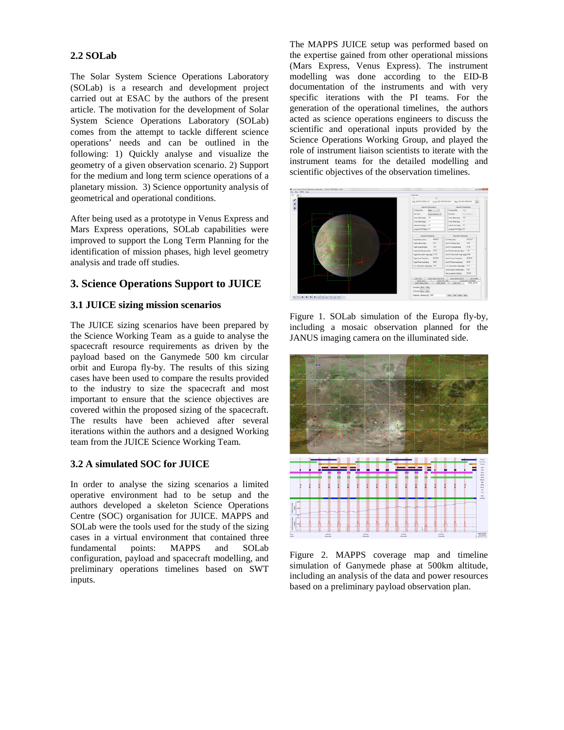## 2.2 SOLab

The Solar System Science Operations Laboratory (SOLab) is a research and development project carried out at ESAC by the authors of the present article. The motivation for the development of Solar System Science Operations Laboratory (SOLab) comes from the attempt to tackle different science operations' needs and can be outlined in the following: 1) Quickly analyse and visualize the geometry of a given observation scenario. 2) Support for the medium and long term science operations of a planetary mission. 3) Science opportunity analysis of geometrical and operational conditions.

After being used as a prototype in Venus Express and Mars Express operations, SOLab capabilities were improved to support the Long Term Planning for the identification of mission phases, high level geometry analysis and trade off studies.

# 3. Science Operations Support to JUICE

## 3.1 JUICE sizing mission scenarios

The JUICE sizing scenarios have been prepared by the Science Working Team as a guide to analyse the spacecraft resource requirements as driven by the payload based on the Ganymede 500 km circular orbit and Europa fly-by. The results of this sizing cases have been used to compare the results provided to the industry to size the spacecraft and most important to ensure that the science objectives are covered within the proposed sizing of the spacecraft. The results have been achieved after several iterations within the authors and a designed Working team from the JUICE Science Working Team.

## 3.2 A simulated SOC for JUICE

In order to analyse the sizing scenarios a limited operative environment had to be setup and the authors developed a skeleton Science Operations Centre (SOC) organisation for JUICE. MAPPS and SOLab were the tools used for the study of the sizing cases in a virtual environment that contained three fundamental points: MAPPS and SOLab configuration, payload and spacecraft modelling, and preliminary operations timelines based on SWT inputs.

The MAPPS JUICE setup was performed based on the expertise gained from other operational missions (Mars Express, Venus Express). The instrument modelling was done according to the EID-B documentation of the instruments and with very specific iterations with the PI teams. For the generation of the operational timelines, the authors acted as science operations engineers to discuss the scientific and operational inputs provided by the Science Operations Working Group, and played the role of instrument liaison scientists to iterate with the instrument teams for the detailed modelling and scientific objectives of the observation timelines.

Figure 1. SOLab simulation of the Europa fly-by, including a mosaic observation planned for the JANUS imaging camera on the illuminated side.

Figure 2. MAPPS coverage map and timeline simulation of Ganymede phase at 500km altitude, including an analysis of the data and power resources based on a preliminary payload observation plan.